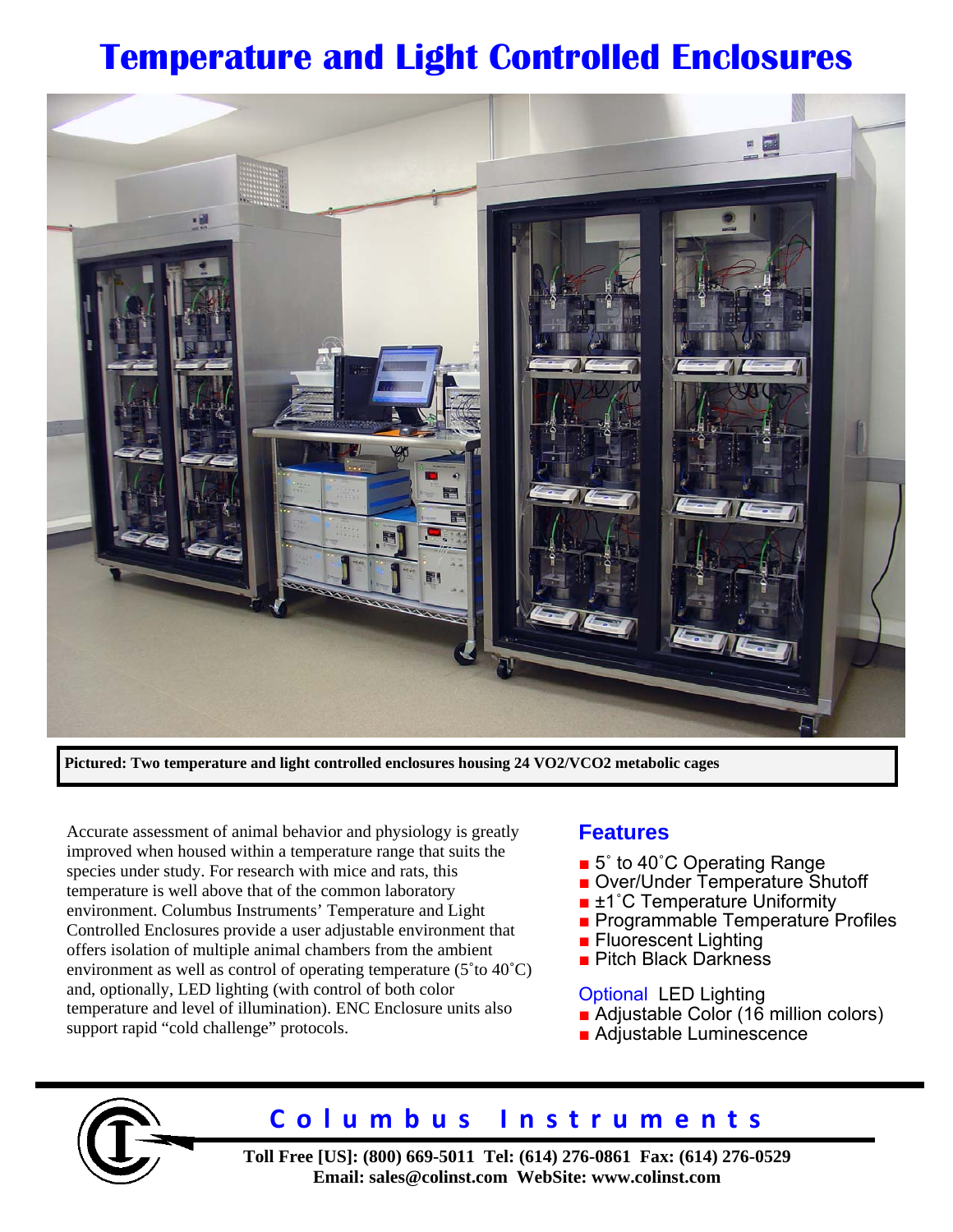# Temperature and Light Controlled Enclosures

**Pictured: Two temperature and light controlled enclosures housing 24 VO2/VCO2 metabolic cages**

Accurate assessment of animal behavior and physiology is greatly improved when housed within a temperature range that suits the species under study. For research with mice and rats, this temperature is well above that of the common laboratory environment. Columbus Instruments' Temperature and Light Controlled Enclosures provide a user adjustable environment that offers isolation of multiple animal chambers from the ambient environment as well as control of operating temperature (5˚to 40˚C) and, optionally, LED lighting (with control of both color temperature and level of illumination). ENC Enclosure units also support rapid "cold challenge" protocols.

## Features

- 5˚ to 40˚C Operating Range
- Over/Under Temperature Shutoff
- ±1˚C Temperature Uniformity
- Programmable Temperature Profiles
- Fluorescent Lighting
- Pitch Black Darkness

Optional LED Lighting

- Adjustable Color (16 million colors)
- Adjustable Luminescence

**Columbus Instruments**

**Toll Free [US]: (800) 669-5011 Tel: (614) 276-0861 Fax: (614) 276-0529**
**Email: sales@colinst.com WebSite: www.colinst.com**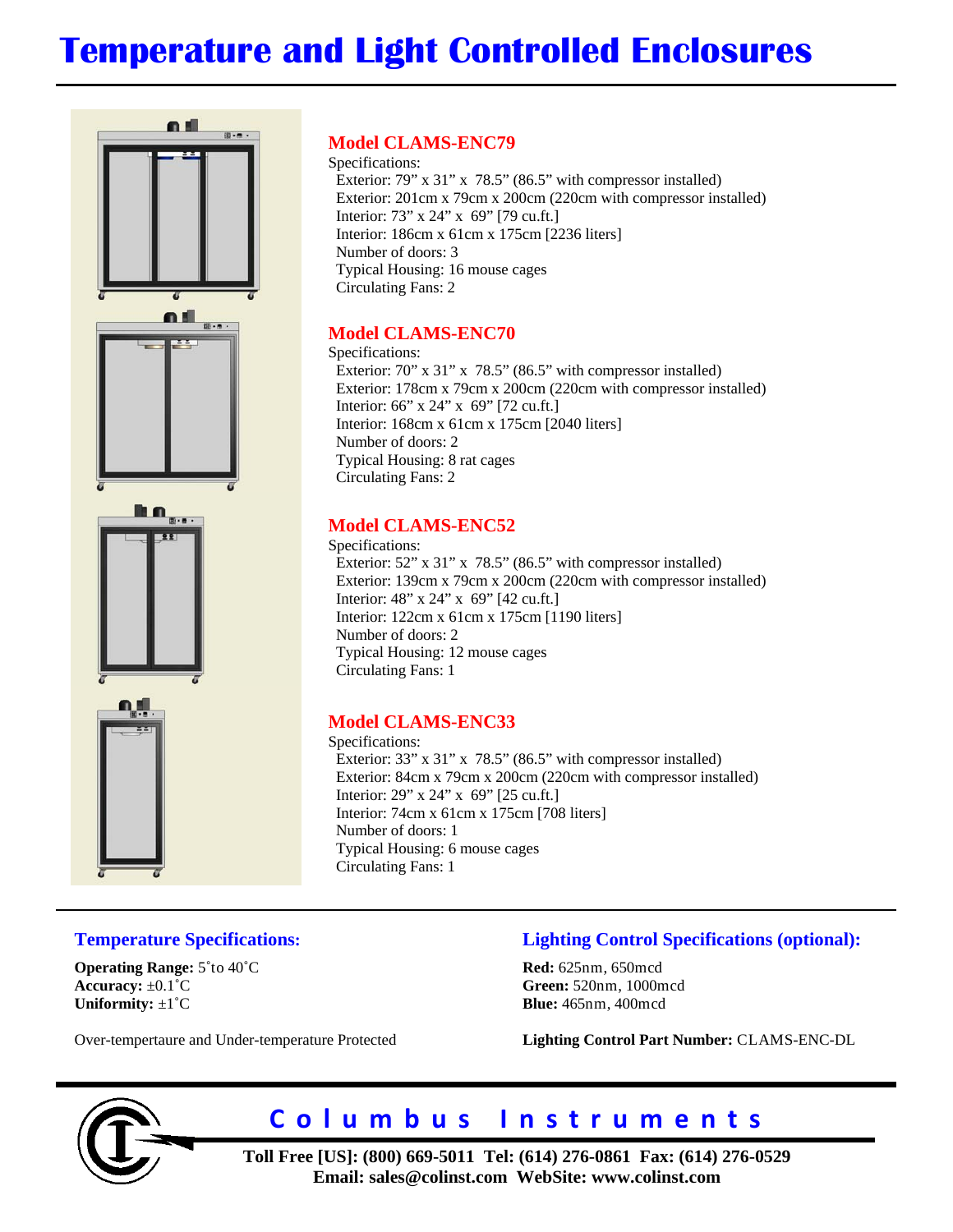# Temperature and Light Controlled Enclosures

## Model CLAMS-ENC79

Specifications:
- Exterior: 79” x 31” x 78.5” (86.5” with compressor installed)
- Exterior: 201cm x 79cm x 200cm (220cm with compressor installed)
- Interior: 73” x 24” x 69” [79 cu.ft.]
- Interior: 186cm x 61cm x 175cm [2236 liters]
- Number of doors: 3
- Typical Housing: 16 mouse cages
- Circulating Fans: 2

## Model CLAMS-ENC70

Specifications:
- Exterior: 70” x 31” x 78.5” (86.5” with compressor installed)
- Exterior: 178cm x 79cm x 200cm (220cm with compressor installed)
- Interior: 66” x 24” x 69” [72 cu.ft.]
- Interior: 168cm x 61cm x 175cm [2040 liters]
- Number of doors: 2
- Typical Housing: 8 rat cages
- Circulating Fans: 2

## Model CLAMS-ENC52

Specifications:
- Exterior: 52” x 31” x 78.5” (86.5” with compressor installed)
- Exterior: 139cm x 79cm x 200cm (220cm with compressor installed)
- Interior: 48” x 24” x 69” [42 cu.ft.]
- Interior: 122cm x 61cm x 175cm [1190 liters]
- Number of doors: 2
- Typical Housing: 12 mouse cages
- Circulating Fans: 1

## Model CLAMS-ENC33

Specifications:
- Exterior: 33” x 31” x 78.5” (86.5” with compressor installed)
- Exterior: 84cm x 79cm x 200cm (220cm with compressor installed)
- Interior: 29” x 24” x 69” [25 cu.ft.]
- Interior: 74cm x 61cm x 175cm [708 liters]
- Number of doors: 1
- Typical Housing: 6 mouse cages
- Circulating Fans: 1

### Temperature Specifications:

**Operating Range:** 5˚to 40˚C
**Accuracy:** ±0.1˚C
**Uniformity:** ±1˚C

Over-tempertaure and Under-temperature Protected

### Lighting Control Specifications (optional):

**Red:** 625nm, 650mcd
**Green:** 520nm, 1000mcd
**Blue:** 465nm, 400mcd

**Lighting Control Part Number:** CLAMS-ENC-DL

## Columbus Instruments

**Toll Free [US]: (800) 669-5011 Tel: (614) 276-0861 Fax: (614) 276-0529**
**Email: sales@colinst.com WebSite: www.colinst.com**